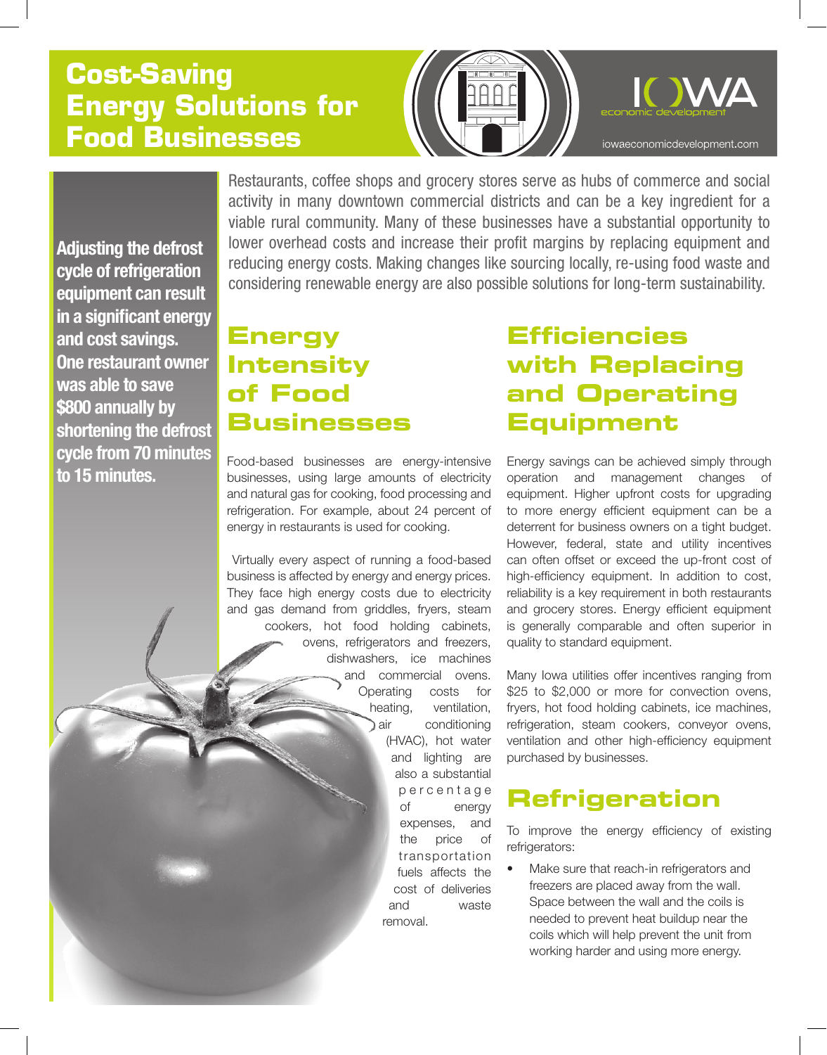# Cost-Saving Energy Solutions for Food Businesses

IOWA economic development

iowaeconomicdevelopment.com

**Adjusting the defrost cycle of refrigeration equipment can result in a significant energy and cost savings. One restaurant owner was able to save $800 annually by shortening the defrost cycle from 70 minutes to 15 minutes.**

Restaurants, coffee shops and grocery stores serve as hubs of commerce and social activity in many downtown commercial districts and can be a key ingredient for a viable rural community. Many of these businesses have a substantial opportunity to lower overhead costs and increase their profit margins by replacing equipment and reducing energy costs. Making changes like sourcing locally, re-using food waste and considering renewable energy are also possible solutions for long-term sustainability.

## Energy Intensity of Food Businesses

Food-based businesses are energy-intensive businesses, using large amounts of electricity and natural gas for cooking, food processing and refrigeration. For example, about 24 percent of energy in restaurants is used for cooking.

Virtually every aspect of running a food-based business is affected by energy and energy prices. They face high energy costs due to electricity and gas demand from griddles, fryers, steam cookers, hot food holding cabinets, ovens, refrigerators and freezers, dishwashers, ice machines and commercial ovens. Operating costs for heating, ventilation, air conditioning (HVAC), hot water and lighting are also a substantial percentage of energy expenses, and the price of transportation fuels affects the cost of deliveries and waste removal.

## Efficiencies with Replacing and Operating Equipment

Energy savings can be achieved simply through operation and management changes of equipment. Higher upfront costs for upgrading to more energy efficient equipment can be a deterrent for business owners on a tight budget. However, federal, state and utility incentives can often offset or exceed the up-front cost of high-efficiency equipment. In addition to cost, reliability is a key requirement in both restaurants and grocery stores. Energy efficient equipment is generally comparable and often superior in quality to standard equipment.

Many Iowa utilities offer incentives ranging from $25 to $2,000 or more for convection ovens, fryers, hot food holding cabinets, ice machines, refrigeration, steam cookers, conveyor ovens, ventilation and other high-efficiency equipment purchased by businesses.

## Refrigeration

To improve the energy efficiency of existing refrigerators:

- Make sure that reach-in refrigerators and freezers are placed away from the wall. Space between the wall and the coils is needed to prevent heat buildup near the coils which will help prevent the unit from working harder and using more energy.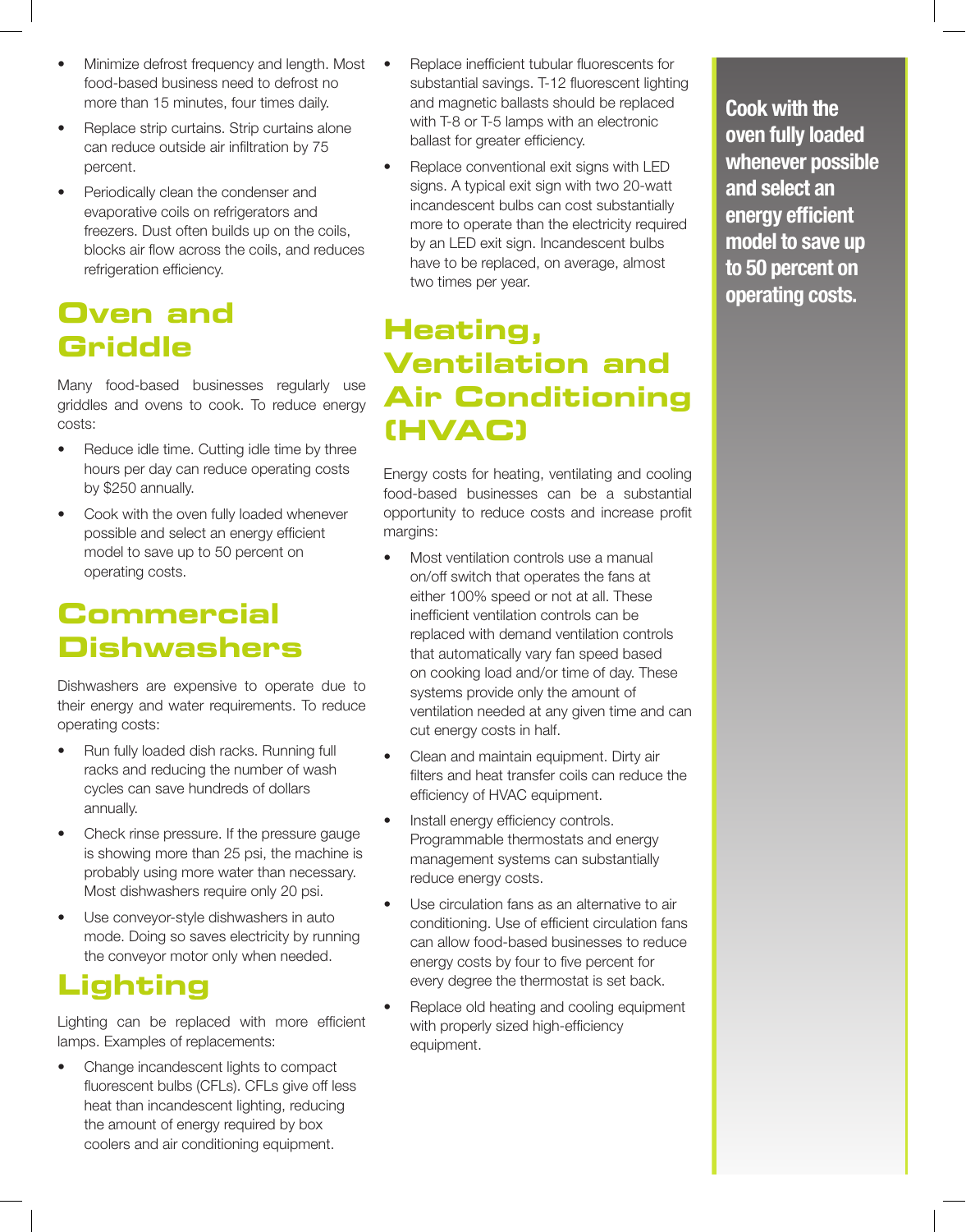- Minimize defrost frequency and length. Most food-based business need to defrost no more than 15 minutes, four times daily.
- Replace strip curtains. Strip curtains alone can reduce outside air infiltration by 75 percent.
- Periodically clean the condenser and evaporative coils on refrigerators and freezers. Dust often builds up on the coils, blocks air flow across the coils, and reduces refrigeration efficiency.

## Oven and Griddle

Many food-based businesses regularly use griddles and ovens to cook. To reduce energy costs:

- Reduce idle time. Cutting idle time by three hours per day can reduce operating costs by $250 annually.
- Cook with the oven fully loaded whenever possible and select an energy efficient model to save up to 50 percent on operating costs.

## Commercial Dishwashers

Dishwashers are expensive to operate due to their energy and water requirements. To reduce operating costs:

- Run fully loaded dish racks. Running full racks and reducing the number of wash cycles can save hundreds of dollars annually.
- Check rinse pressure. If the pressure gauge is showing more than 25 psi, the machine is probably using more water than necessary. Most dishwashers require only 20 psi.
- Use conveyor-style dishwashers in auto mode. Doing so saves electricity by running the conveyor motor only when needed.

## Lighting

Lighting can be replaced with more efficient lamps. Examples of replacements:

- Change incandescent lights to compact fluorescent bulbs (CFLs). CFLs give off less heat than incandescent lighting, reducing the amount of energy required by box coolers and air conditioning equipment.
- Replace inefficient tubular fluorescents for substantial savings. T-12 fluorescent lighting and magnetic ballasts should be replaced with T-8 or T-5 lamps with an electronic ballast for greater efficiency.
- Replace conventional exit signs with LED signs. A typical exit sign with two 20-watt incandescent bulbs can cost substantially more to operate than the electricity required by an LED exit sign. Incandescent bulbs have to be replaced, on average, almost two times per year.

## Heating, Ventilation and Air Conditioning (HVAC)

Energy costs for heating, ventilating and cooling food-based businesses can be a substantial opportunity to reduce costs and increase profit margins:

- Most ventilation controls use a manual on/off switch that operates the fans at either 100% speed or not at all. These inefficient ventilation controls can be replaced with demand ventilation controls that automatically vary fan speed based on cooking load and/or time of day. These systems provide only the amount of ventilation needed at any given time and can cut energy costs in half.
- Clean and maintain equipment. Dirty air filters and heat transfer coils can reduce the efficiency of HVAC equipment.
- Install energy efficiency controls. Programmable thermostats and energy management systems can substantially reduce energy costs.
- Use circulation fans as an alternative to air conditioning. Use of efficient circulation fans can allow food-based businesses to reduce energy costs by four to five percent for every degree the thermostat is set back.
- Replace old heating and cooling equipment with properly sized high-efficiency equipment.

**Cook with the oven fully loaded whenever possible and select an energy efficient model to save up to 50 percent on operating costs.**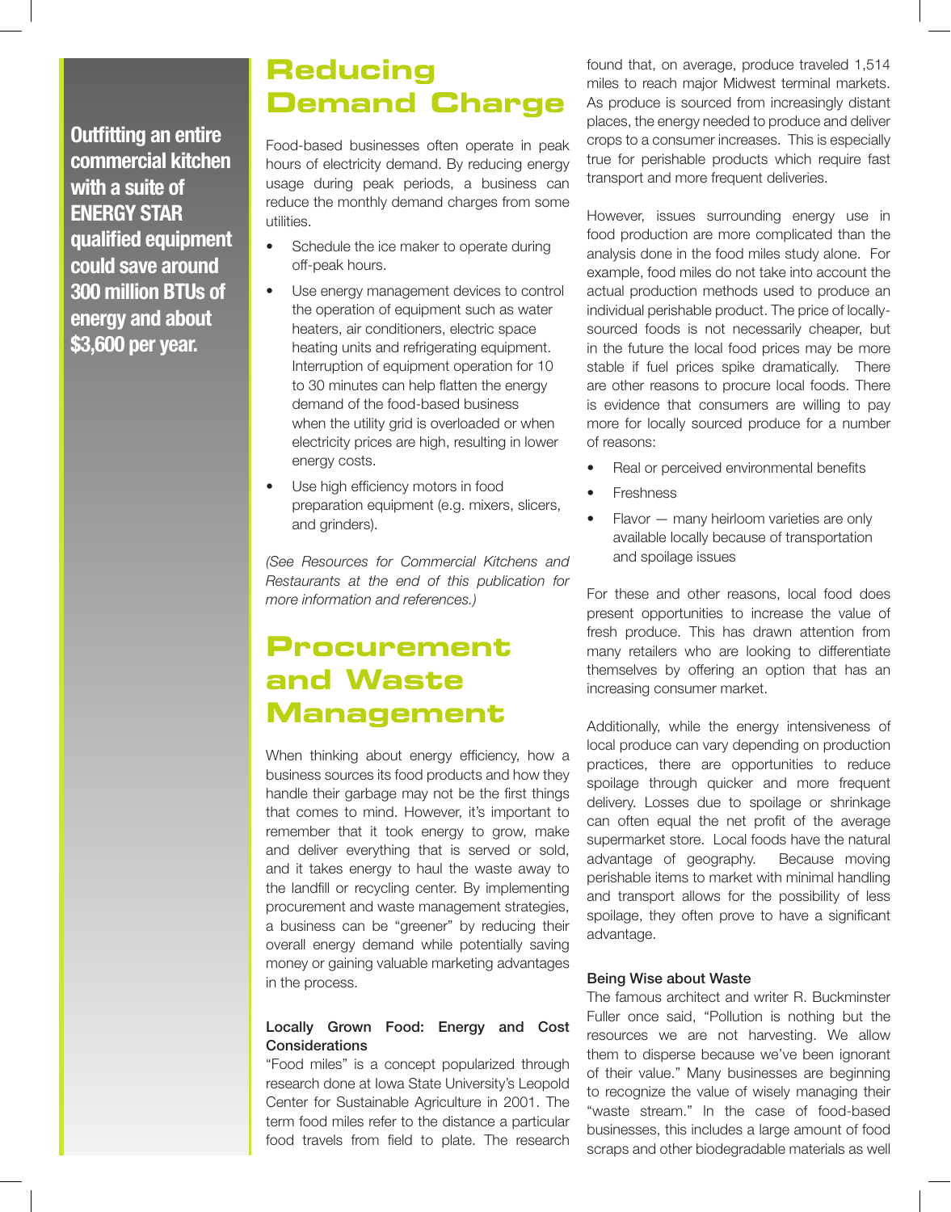**Outfitting an entire commercial kitchen with a suite of ENERGY STAR qualified equipment could save around 300 million BTUs of energy and about $3,600 per year.**

# Reducing Demand Charge

Food-based businesses often operate in peak hours of electricity demand. By reducing energy usage during peak periods, a business can reduce the monthly demand charges from some utilities.

- Schedule the ice maker to operate during off-peak hours.
- Use energy management devices to control the operation of equipment such as water heaters, air conditioners, electric space heating units and refrigerating equipment. Interruption of equipment operation for 10 to 30 minutes can help flatten the energy demand of the food-based business when the utility grid is overloaded or when electricity prices are high, resulting in lower energy costs.
- Use high efficiency motors in food preparation equipment (e.g. mixers, slicers, and grinders).

*(See Resources for Commercial Kitchens and Restaurants at the end of this publication for more information and references.)*

# Procurement and Waste Management

When thinking about energy efficiency, how a business sources its food products and how they handle their garbage may not be the first things that comes to mind. However, it's important to remember that it took energy to grow, make and deliver everything that is served or sold, and it takes energy to haul the waste away to the landfill or recycling center. By implementing procurement and waste management strategies, a business can be "greener" by reducing their overall energy demand while potentially saving money or gaining valuable marketing advantages in the process.

### Locally Grown Food: Energy and Cost Considerations

"Food miles" is a concept popularized through research done at Iowa State University's Leopold Center for Sustainable Agriculture in 2001. The term food miles refer to the distance a particular food travels from field to plate. The research found that, on average, produce traveled 1,514 miles to reach major Midwest terminal markets. As produce is sourced from increasingly distant places, the energy needed to produce and deliver crops to a consumer increases. This is especially true for perishable products which require fast transport and more frequent deliveries.

However, issues surrounding energy use in food production are more complicated than the analysis done in the food miles study alone. For example, food miles do not take into account the actual production methods used to produce an individual perishable product. The price of locally-sourced foods is not necessarily cheaper, but in the future the local food prices may be more stable if fuel prices spike dramatically. There are other reasons to procure local foods. There is evidence that consumers are willing to pay more for locally sourced produce for a number of reasons:

- Real or perceived environmental benefits
- Freshness
- Flavor — many heirloom varieties are only available locally because of transportation and spoilage issues

For these and other reasons, local food does present opportunities to increase the value of fresh produce. This has drawn attention from many retailers who are looking to differentiate themselves by offering an option that has an increasing consumer market.

Additionally, while the energy intensiveness of local produce can vary depending on production practices, there are opportunities to reduce spoilage through quicker and more frequent delivery. Losses due to spoilage or shrinkage can often equal the net profit of the average supermarket store. Local foods have the natural advantage of geography. Because moving perishable items to market with minimal handling and transport allows for the possibility of less spoilage, they often prove to have a significant advantage.

### Being Wise about Waste

The famous architect and writer R. Buckminster Fuller once said, "Pollution is nothing but the resources we are not harvesting. We allow them to disperse because we've been ignorant of their value." Many businesses are beginning to recognize the value of wisely managing their "waste stream." In the case of food-based businesses, this includes a large amount of food scraps and other biodegradable materials as well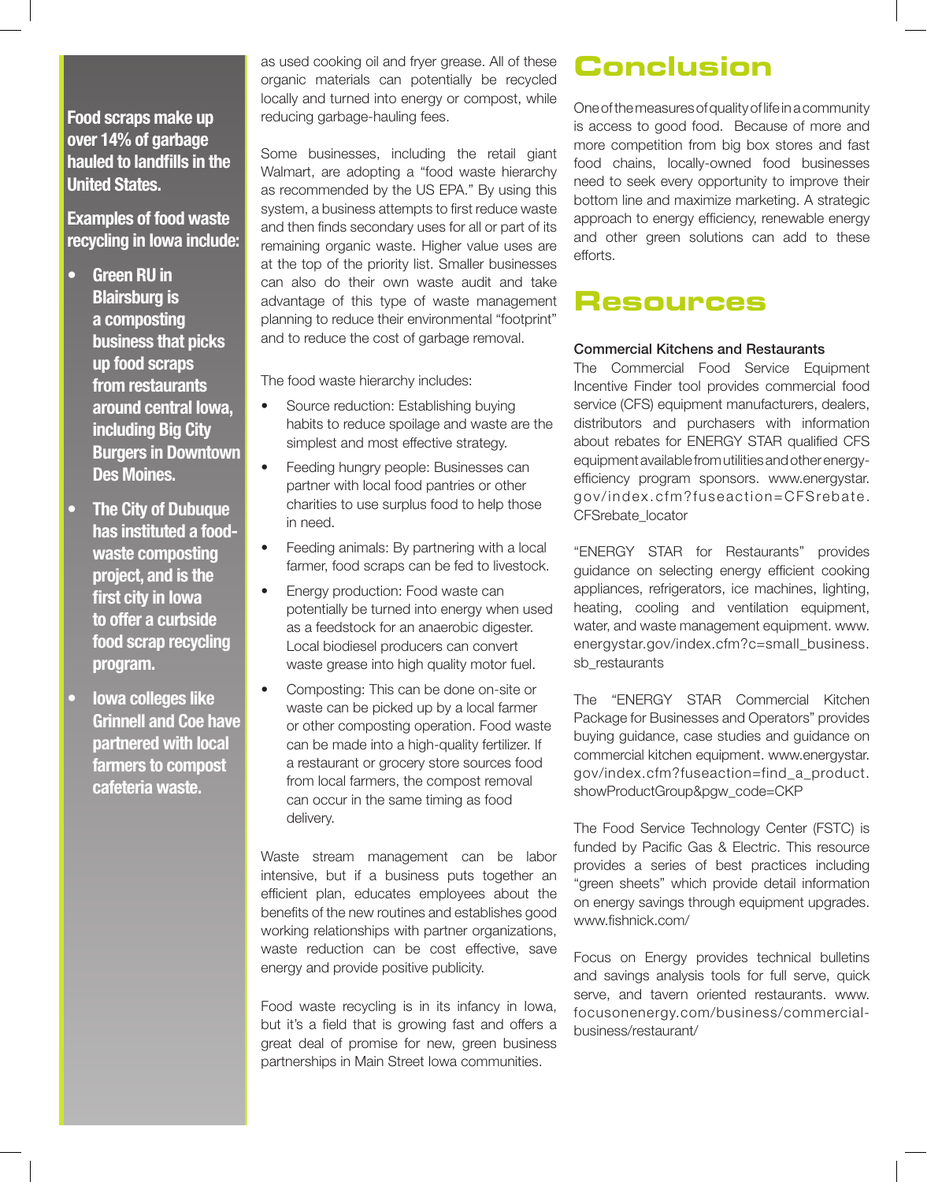**Food scraps make up over 14% of garbage hauled to landfills in the United States.**

**Examples of food waste recycling in Iowa include:**

- **Green RU in Blairsburg is a composting business that picks up food scraps from restaurants around central Iowa, including Big City Burgers in Downtown Des Moines.**
- **The City of Dubuque has instituted a food-waste composting project, and is the first city in Iowa to offer a curbside food scrap recycling program.**
- **Iowa colleges like Grinnell and Coe have partnered with local farmers to compost cafeteria waste.**

as used cooking oil and fryer grease. All of these organic materials can potentially be recycled locally and turned into energy or compost, while reducing garbage-hauling fees.

Some businesses, including the retail giant Walmart, are adopting a "food waste hierarchy as recommended by the US EPA." By using this system, a business attempts to first reduce waste and then finds secondary uses for all or part of its remaining organic waste. Higher value uses are at the top of the priority list. Smaller businesses can also do their own waste audit and take advantage of this type of waste management planning to reduce their environmental "footprint" and to reduce the cost of garbage removal.

The food waste hierarchy includes:

- Source reduction: Establishing buying habits to reduce spoilage and waste are the simplest and most effective strategy.
- Feeding hungry people: Businesses can partner with local food pantries or other charities to use surplus food to help those in need.
- Feeding animals: By partnering with a local farmer, food scraps can be fed to livestock.
- Energy production: Food waste can potentially be turned into energy when used as a feedstock for an anaerobic digester. Local biodiesel producers can convert waste grease into high quality motor fuel.
- Composting: This can be done on-site or waste can be picked up by a local farmer or other composting operation. Food waste can be made into a high-quality fertilizer. If a restaurant or grocery store sources food from local farmers, the compost removal can occur in the same timing as food delivery.

Waste stream management can be labor intensive, but if a business puts together an efficient plan, educates employees about the benefits of the new routines and establishes good working relationships with partner organizations, waste reduction can be cost effective, save energy and provide positive publicity.

Food waste recycling is in its infancy in Iowa, but it's a field that is growing fast and offers a great deal of promise for new, green business partnerships in Main Street Iowa communities.

# Conclusion

One of the measures of quality of life in a community is access to good food. Because of more and more competition from big box stores and fast food chains, locally-owned food businesses need to seek every opportunity to improve their bottom line and maximize marketing. A strategic approach to energy efficiency, renewable energy and other green solutions can add to these efforts.

# Resources

### Commercial Kitchens and Restaurants

The Commercial Food Service Equipment Incentive Finder tool provides commercial food service (CFS) equipment manufacturers, dealers, distributors and purchasers with information about rebates for ENERGY STAR qualified CFS equipment available from utilities and other energy-efficiency program sponsors. www.energystar.gov/index.cfm?fuseaction=CFSrebate.CFSrebate_locator

"ENERGY STAR for Restaurants" provides guidance on selecting energy efficient cooking appliances, refrigerators, ice machines, lighting, heating, cooling and ventilation equipment, water, and waste management equipment. www.energystar.gov/index.cfm?c=small_business.sb_restaurants

The "ENERGY STAR Commercial Kitchen Package for Businesses and Operators" provides buying guidance, case studies and guidance on commercial kitchen equipment. www.energystar.gov/index.cfm?fuseaction=find_a_product.showProductGroup&pgw_code=CKP

The Food Service Technology Center (FSTC) is funded by Pacific Gas & Electric. This resource provides a series of best practices including "green sheets" which provide detail information on energy savings through equipment upgrades. www.fishnick.com/

Focus on Energy provides technical bulletins and savings analysis tools for full serve, quick serve, and tavern oriented restaurants. www.focusonenergy.com/business/commercial-business/restaurant/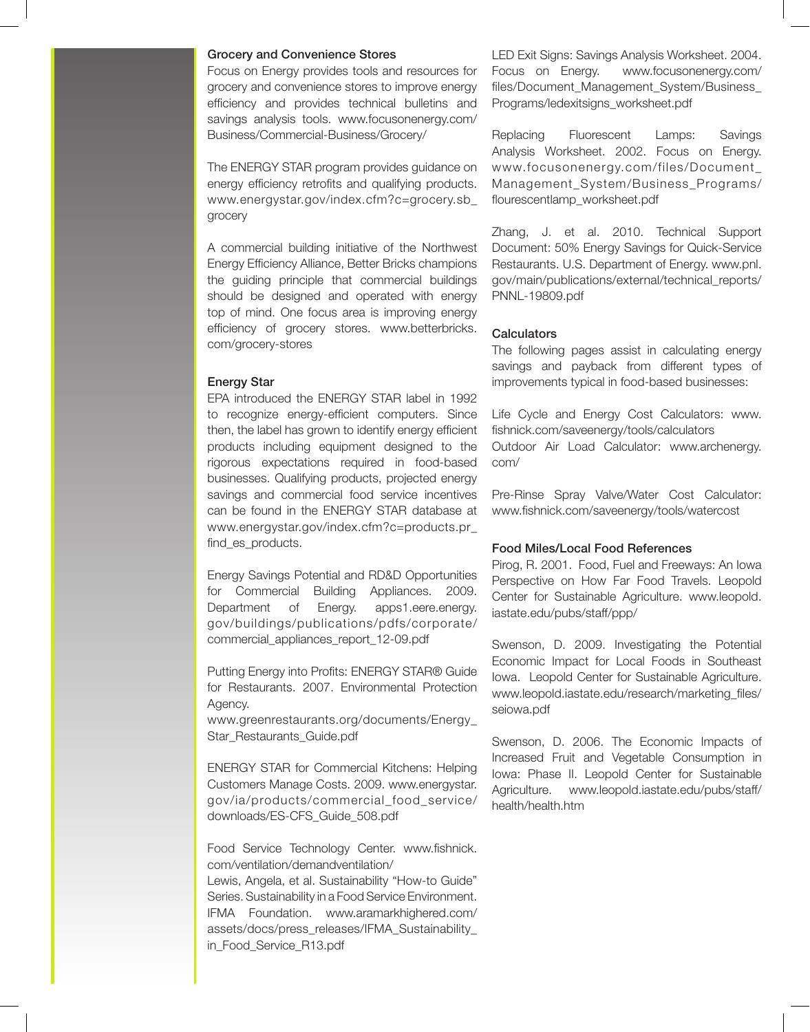### Grocery and Convenience Stores

Focus on Energy provides tools and resources for grocery and convenience stores to improve energy efficiency and provides technical bulletins and savings analysis tools. www.focusonenergy.com/Business/Commercial-Business/Grocery/

The ENERGY STAR program provides guidance on energy efficiency retrofits and qualifying products. www.energystar.gov/index.cfm?c=grocery.sb_grocery

A commercial building initiative of the Northwest Energy Efficiency Alliance, Better Bricks champions the guiding principle that commercial buildings should be designed and operated with energy top of mind. One focus area is improving energy efficiency of grocery stores. www.betterbricks.com/grocery-stores

### Energy Star

EPA introduced the ENERGY STAR label in 1992 to recognize energy-efficient computers. Since then, the label has grown to identify energy efficient products including equipment designed to the rigorous expectations required in food-based businesses. Qualifying products, projected energy savings and commercial food service incentives can be found in the ENERGY STAR database at www.energystar.gov/index.cfm?c=products.pr_find_es_products.

Energy Savings Potential and RD&D Opportunities for Commercial Building Appliances. 2009. Department of Energy. apps1.eere.energy.gov/buildings/publications/pdfs/corporate/commercial_appliances_report_12-09.pdf

Putting Energy into Profits: ENERGY STAR® Guide for Restaurants. 2007. Environmental Protection Agency.
www.greenrestaurants.org/documents/Energy_Star_Restaurants_Guide.pdf

ENERGY STAR for Commercial Kitchens: Helping Customers Manage Costs. 2009. www.energystar.gov/ia/products/commercial_food_service/downloads/ES-CFS_Guide_508.pdf

Food Service Technology Center. www.fishnick.com/ventilation/demandventilation/
Lewis, Angela, et al. Sustainability "How-to Guide" Series. Sustainability in a Food Service Environment. IFMA Foundation. www.aramarkhighered.com/assets/docs/press_releases/IFMA_Sustainability_in_Food_Service_R13.pdf

LED Exit Signs: Savings Analysis Worksheet. 2004. Focus on Energy. www.focusonenergy.com/files/Document_Management_System/Business_Programs/ledexitsigns_worksheet.pdf

Replacing Fluorescent Lamps: Savings Analysis Worksheet. 2002. Focus on Energy. www.focusonenergy.com/files/Document_Management_System/Business_Programs/flourescentlamp_worksheet.pdf

Zhang, J. et al. 2010. Technical Support Document: 50% Energy Savings for Quick-Service Restaurants. U.S. Department of Energy. www.pnl.gov/main/publications/external/technical_reports/PNNL-19809.pdf

### Calculators

The following pages assist in calculating energy savings and payback from different types of improvements typical in food-based businesses:

Life Cycle and Energy Cost Calculators: www.fishnick.com/saveenergy/tools/calculators
Outdoor Air Load Calculator: www.archenergy.com/

Pre-Rinse Spray Valve/Water Cost Calculator: www.fishnick.com/saveenergy/tools/watercost

### Food Miles/Local Food References

Pirog, R. 2001. Food, Fuel and Freeways: An Iowa Perspective on How Far Food Travels. Leopold Center for Sustainable Agriculture. www.leopold.iastate.edu/pubs/staff/ppp/

Swenson, D. 2009. Investigating the Potential Economic Impact for Local Foods in Southeast Iowa. Leopold Center for Sustainable Agriculture. www.leopold.iastate.edu/research/marketing_files/seiowa.pdf

Swenson, D. 2006. The Economic Impacts of Increased Fruit and Vegetable Consumption in Iowa: Phase II. Leopold Center for Sustainable Agriculture. www.leopold.iastate.edu/pubs/staff/health/health.htm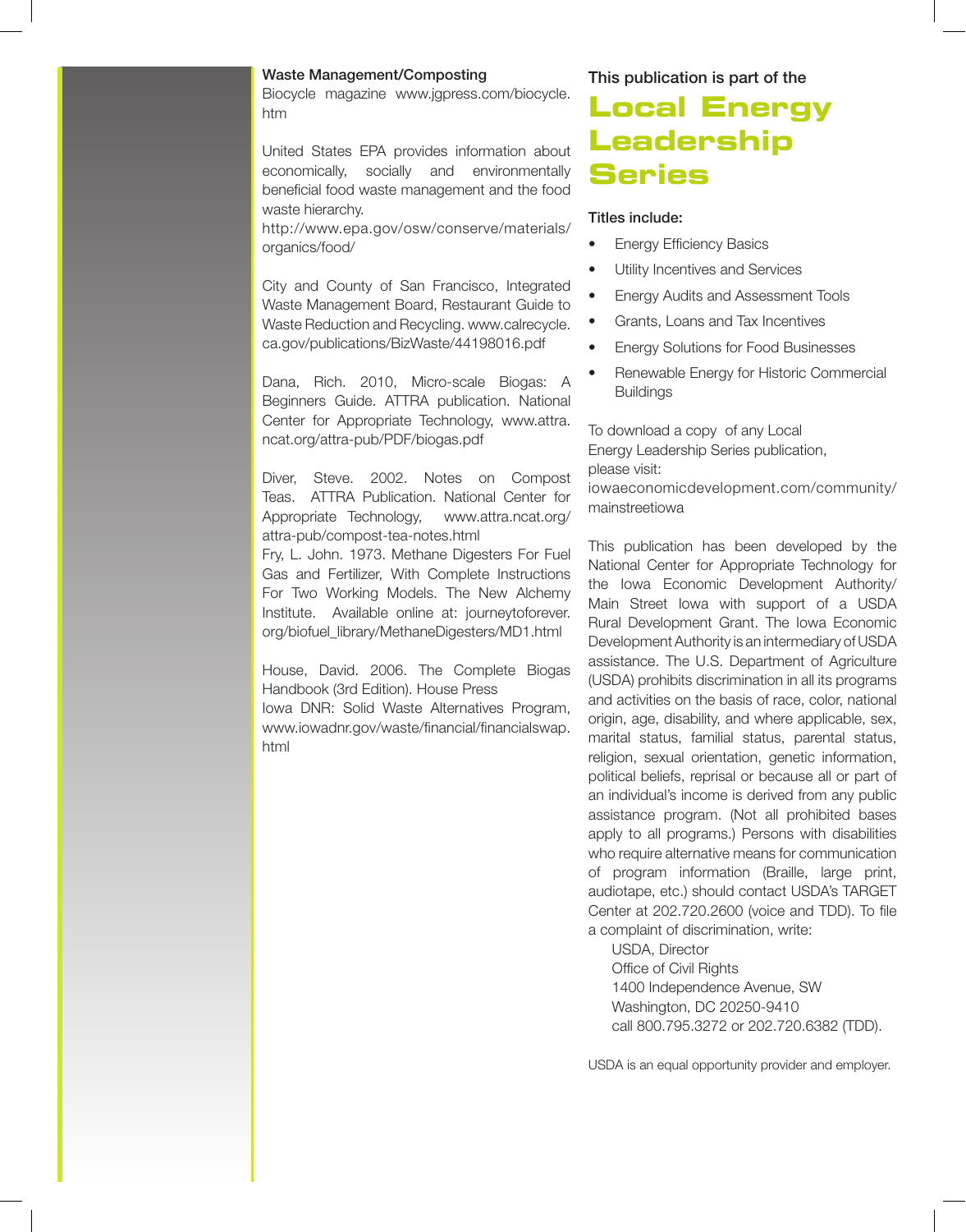### Waste Management/Composting

Biocycle magazine www.jgpress.com/biocycle.htm

United States EPA provides information about economically, socially and environmentally beneficial food waste management and the food waste hierarchy.
http://www.epa.gov/osw/conserve/materials/organics/food/

City and County of San Francisco, Integrated Waste Management Board, Restaurant Guide to Waste Reduction and Recycling. www.calrecycle.ca.gov/publications/BizWaste/44198016.pdf

Dana, Rich. 2010, Micro-scale Biogas: A Beginners Guide. ATTRA publication. National Center for Appropriate Technology, www.attra.ncat.org/attra-pub/PDF/biogas.pdf

Diver, Steve. 2002. Notes on Compost Teas. ATTRA Publication. National Center for Appropriate Technology, www.attra.ncat.org/attra-pub/compost-tea-notes.html

Fry, L. John. 1973. Methane Digesters For Fuel Gas and Fertilizer, With Complete Instructions For Two Working Models. The New Alchemy Institute. Available online at: journeytoforever.org/biofuel_library/MethaneDigesters/MD1.html

House, David. 2006. The Complete Biogas Handbook (3rd Edition). House Press

Iowa DNR: Solid Waste Alternatives Program, www.iowadnr.gov/waste/financial/financialswap.html

This publication is part of the

# Local Energy Leadership Series

**Titles include:**

- Energy Efficiency Basics
- Utility Incentives and Services
- Energy Audits and Assessment Tools
- Grants, Loans and Tax Incentives
- Energy Solutions for Food Businesses
- Renewable Energy for Historic Commercial Buildings

To download a copy of any Local Energy Leadership Series publication, please visit:
iowaeconomicdevelopment.com/community/mainstreetiowa

This publication has been developed by the National Center for Appropriate Technology for the Iowa Economic Development Authority/Main Street Iowa with support of a USDA Rural Development Grant. The Iowa Economic Development Authority is an intermediary of USDA assistance. The U.S. Department of Agriculture (USDA) prohibits discrimination in all its programs and activities on the basis of race, color, national origin, age, disability, and where applicable, sex, marital status, familial status, parental status, religion, sexual orientation, genetic information, political beliefs, reprisal or because all or part of an individual's income is derived from any public assistance program. (Not all prohibited bases apply to all programs.) Persons with disabilities who require alternative means for communication of program information (Braille, large print, audiotape, etc.) should contact USDA's TARGET Center at 202.720.2600 (voice and TDD). To file a complaint of discrimination, write:

USDA, Director
Office of Civil Rights
1400 Independence Avenue, SW
Washington, DC 20250-9410
call 800.795.3272 or 202.720.6382 (TDD).

USDA is an equal opportunity provider and employer.